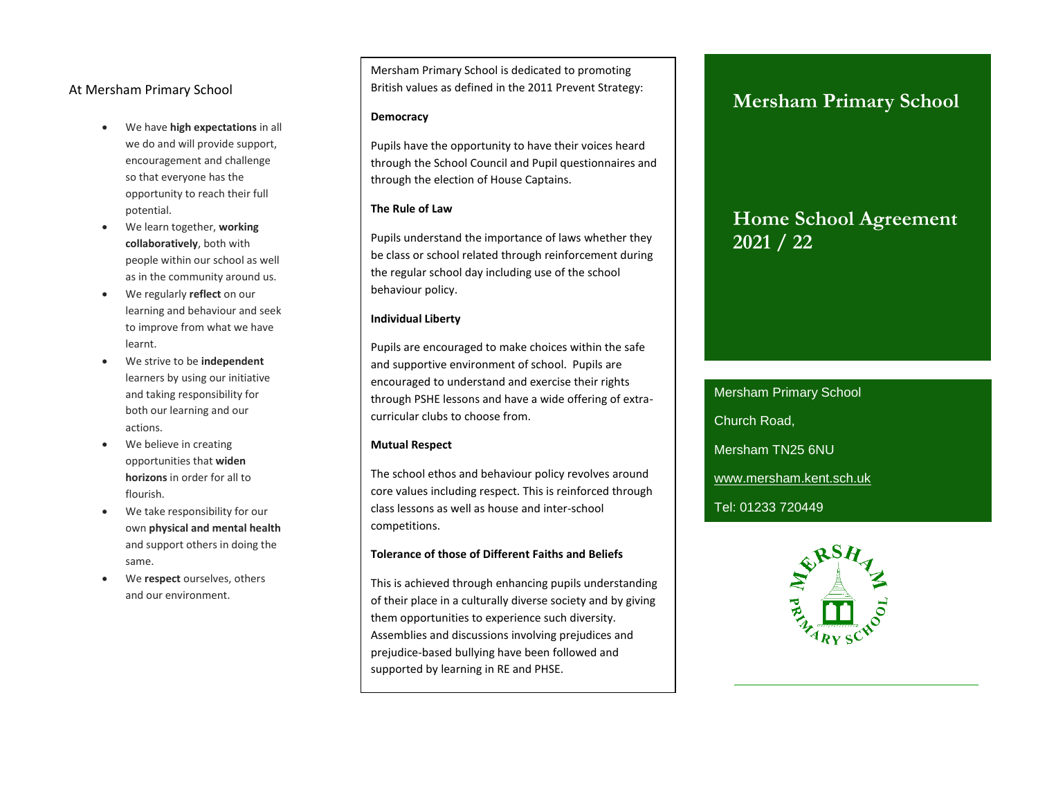## At Mersham Primary School

- We have **high expectations** in all we do and will provide support, encouragement and challenge so that everyone has the opportunity to reach their full potential.
- We learn together, **working collaboratively**, both with people within our school as well as in the community around us.
- We regularly **reflect** on our learning and behaviour and seek to improve from what we have learnt.
- We strive to be **independent** learners by using our initiative and taking responsibility for both our learning and our actions.
- We believe in creating opportunities that **widen horizons** in order for all to flourish.
- We take responsibility for our own **physical and mental health** and support others in doing the same.
- We **respect** ourselves, others and our environment.

Mersham Primary School is dedicated to promoting British values as defined in the 2011 Prevent Strategy:

**Democracy**

Pupils have the opportunity to have their voices heard through the School Council and Pupil questionnaires and through the election of House Captains.

**The Rule of Law**

Pupils understand the importance of laws whether they be class or school related through reinforcement during the regular school day including use of the school behaviour policy.

**Individual Liberty**

Pupils are encouraged to make choices within the safe and supportive environment of school. Pupils are encouraged to understand and exercise their rights through PSHE lessons and have a wide offering of extra-curricular clubs to choose from.

**Mutual Respect**

The school ethos and behaviour policy revolves around core values including respect. This is reinforced through class lessons as well as house and inter-school competitions.

**Tolerance of those of Different Faiths and Beliefs**

This is achieved through enhancing pupils understanding of their place in a culturally diverse society and by giving them opportunities to experience such diversity. Assemblies and discussions involving prejudices and prejudice-based bullying have been followed and supported by learning in RE and PHSE.

# Mersham Primary School

## Home School Agreement 2021 / 22

Mersham Primary School

Church Road,

Mersham TN25 6NU

www.mersham.kent.sch.uk

Tel: 01233 720449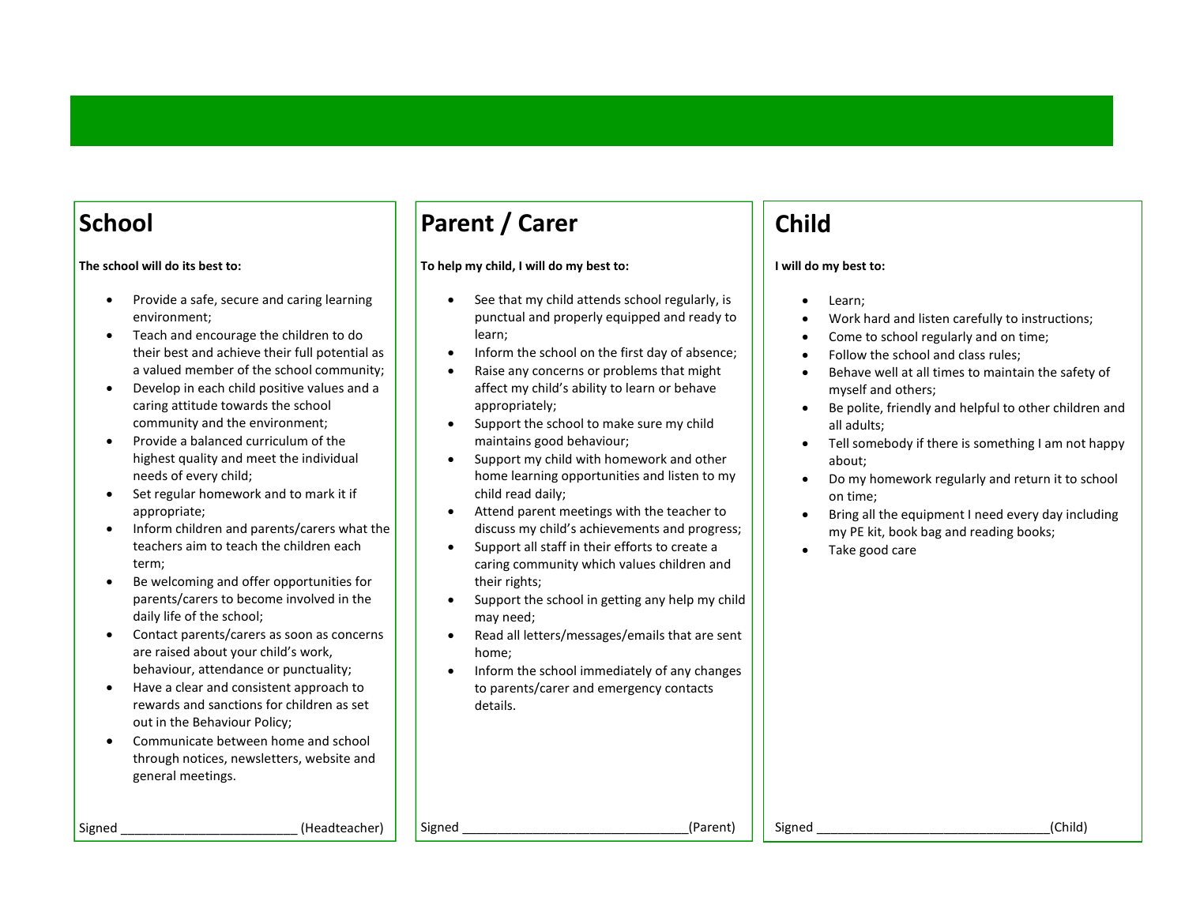## School

**The school will do its best to:**

- Provide a safe, secure and caring learning environment;
- Teach and encourage the children to do their best and achieve their full potential as a valued member of the school community;
- Develop in each child positive values and a caring attitude towards the school community and the environment;
- Provide a balanced curriculum of the highest quality and meet the individual needs of every child;
- Set regular homework and to mark it if appropriate;
- Inform children and parents/carers what the teachers aim to teach the children each term;
- Be welcoming and offer opportunities for parents/carers to become involved in the daily life of the school;
- Contact parents/carers as soon as concerns are raised about your child's work, behaviour, attendance or punctuality;
- Have a clear and consistent approach to rewards and sanctions for children as set out in the Behaviour Policy;
- Communicate between home and school through notices, newsletters, website and general meetings.

Signed ________________________ (Headteacher)

## Parent / Carer

**To help my child, I will do my best to:**

- See that my child attends school regularly, is punctual and properly equipped and ready to learn;
- Inform the school on the first day of absence;
- Raise any concerns or problems that might affect my child's ability to learn or behave appropriately;
- Support the school to make sure my child maintains good behaviour;
- Support my child with homework and other home learning opportunities and listen to my child read daily;
- Attend parent meetings with the teacher to discuss my child's achievements and progress;
- Support all staff in their efforts to create a caring community which values children and their rights;
- Support the school in getting any help my child may need;
- Read all letters/messages/emails that are sent home;
- Inform the school immediately of any changes to parents/carer and emergency contacts details.

Signed _______________________________(Parent)

## Child

**I will do my best to:**

- Learn;
- Work hard and listen carefully to instructions;
- Come to school regularly and on time;
- Follow the school and class rules;
- Behave well at all times to maintain the safety of myself and others;
- Be polite, friendly and helpful to other children and all adults;
- Tell somebody if there is something I am not happy about;
- Do my homework regularly and return it to school on time;
- Bring all the equipment I need every day including my PE kit, book bag and reading books;
- Take good care

Signed ________________________________(Child)